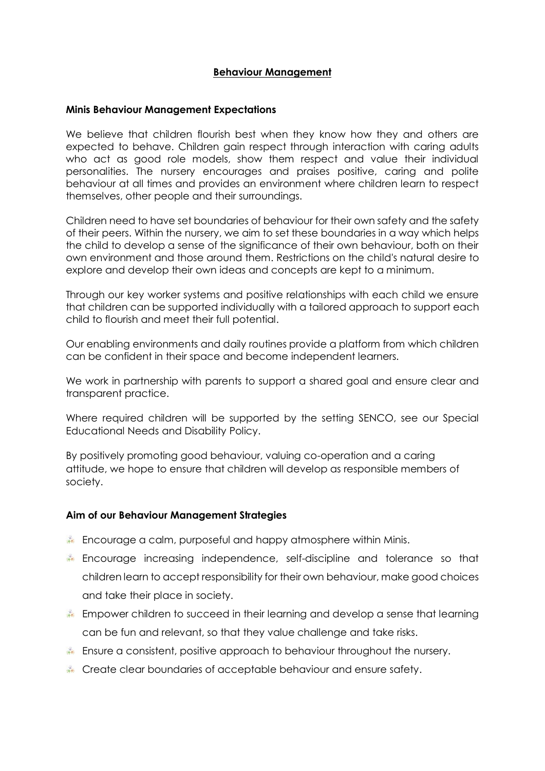# Behaviour Management

### Minis Behaviour Management Expectations

We believe that children flourish best when they know how they and others are expected to behave. Children gain respect through interaction with caring adults who act as good role models, show them respect and value their individual personalities. The nursery encourages and praises positive, caring and polite behaviour at all times and provides an environment where children learn to respect themselves, other people and their surroundings.

Children need to have set boundaries of behaviour for their own safety and the safety of their peers. Within the nursery, we aim to set these boundaries in a way which helps the child to develop a sense of the significance of their own behaviour, both on their own environment and those around them. Restrictions on the child's natural desire to explore and develop their own ideas and concepts are kept to a minimum.

Through our key worker systems and positive relationships with each child we ensure that children can be supported individually with a tailored approach to support each child to flourish and meet their full potential.

Our enabling environments and daily routines provide a platform from which children can be confident in their space and become independent learners.

We work in partnership with parents to support a shared goal and ensure clear and transparent practice.

Where required children will be supported by the setting SENCO, see our Special Educational Needs and Disability Policy.

By positively promoting good behaviour, valuing co-operation and a caring attitude, we hope to ensure that children will develop as responsible members of society.

### Aim of our Behaviour Management Strategies

- Encourage a calm, purposeful and happy atmosphere within Minis.
- Encourage increasing independence, self-discipline and tolerance so that children learn to accept responsibility for their own behaviour, make good choices and take their place in society.
- Empower children to succeed in their learning and develop a sense that learning can be fun and relevant, so that they value challenge and take risks.
- Ensure a consistent, positive approach to behaviour throughout the nursery.
- Create clear boundaries of acceptable behaviour and ensure safety.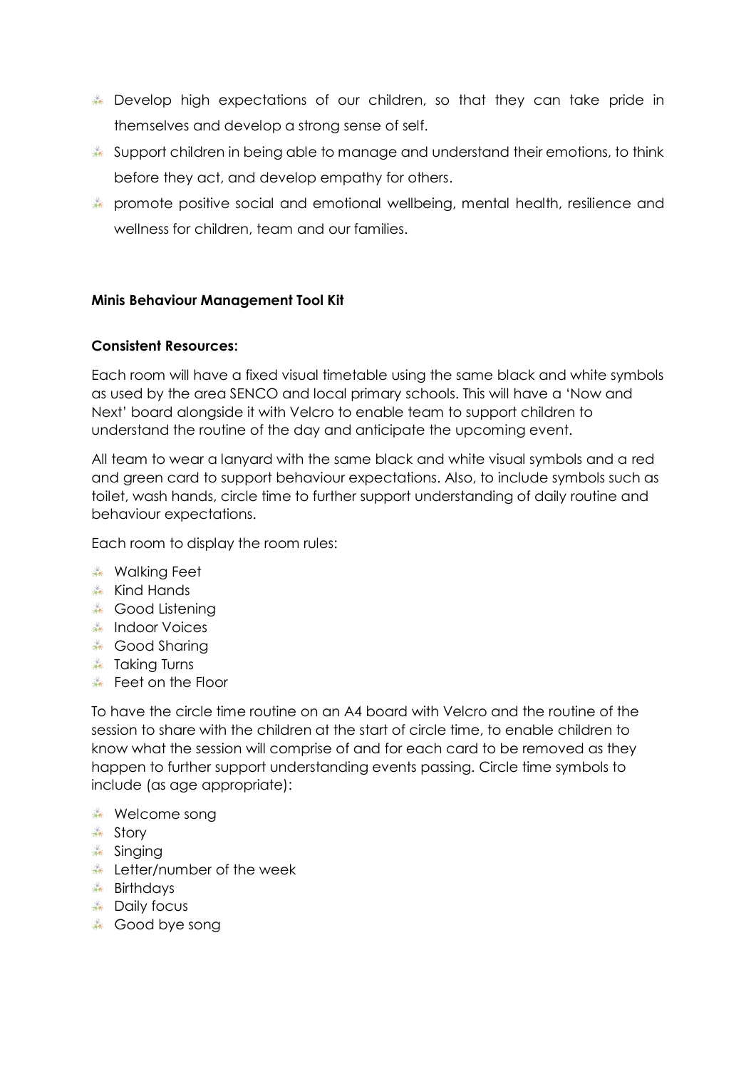- Develop high expectations of our children, so that they can take pride in themselves and develop a strong sense of self.
- Support children in being able to manage and understand their emotions, to think before they act, and develop empathy for others.
- promote positive social and emotional wellbeing, mental health, resilience and wellness for children, team and our families.

**Minis Behaviour Management Tool Kit**

**Consistent Resources:**

Each room will have a fixed visual timetable using the same black and white symbols as used by the area SENCO and local primary schools. This will have a 'Now and Next' board alongside it with Velcro to enable team to support children to understand the routine of the day and anticipate the upcoming event.

All team to wear a lanyard with the same black and white visual symbols and a red and green card to support behaviour expectations. Also, to include symbols such as toilet, wash hands, circle time to further support understanding of daily routine and behaviour expectations.

Each room to display the room rules:

- Walking Feet
- Kind Hands
- Good Listening
- Indoor Voices
- Good Sharing
- Taking Turns
- Feet on the Floor

To have the circle time routine on an A4 board with Velcro and the routine of the session to share with the children at the start of circle time, to enable children to know what the session will comprise of and for each card to be removed as they happen to further support understanding events passing. Circle time symbols to include (as age appropriate):

- Welcome song
- Story
- Singing
- Letter/number of the week
- Birthdays
- Daily focus
- Good bye song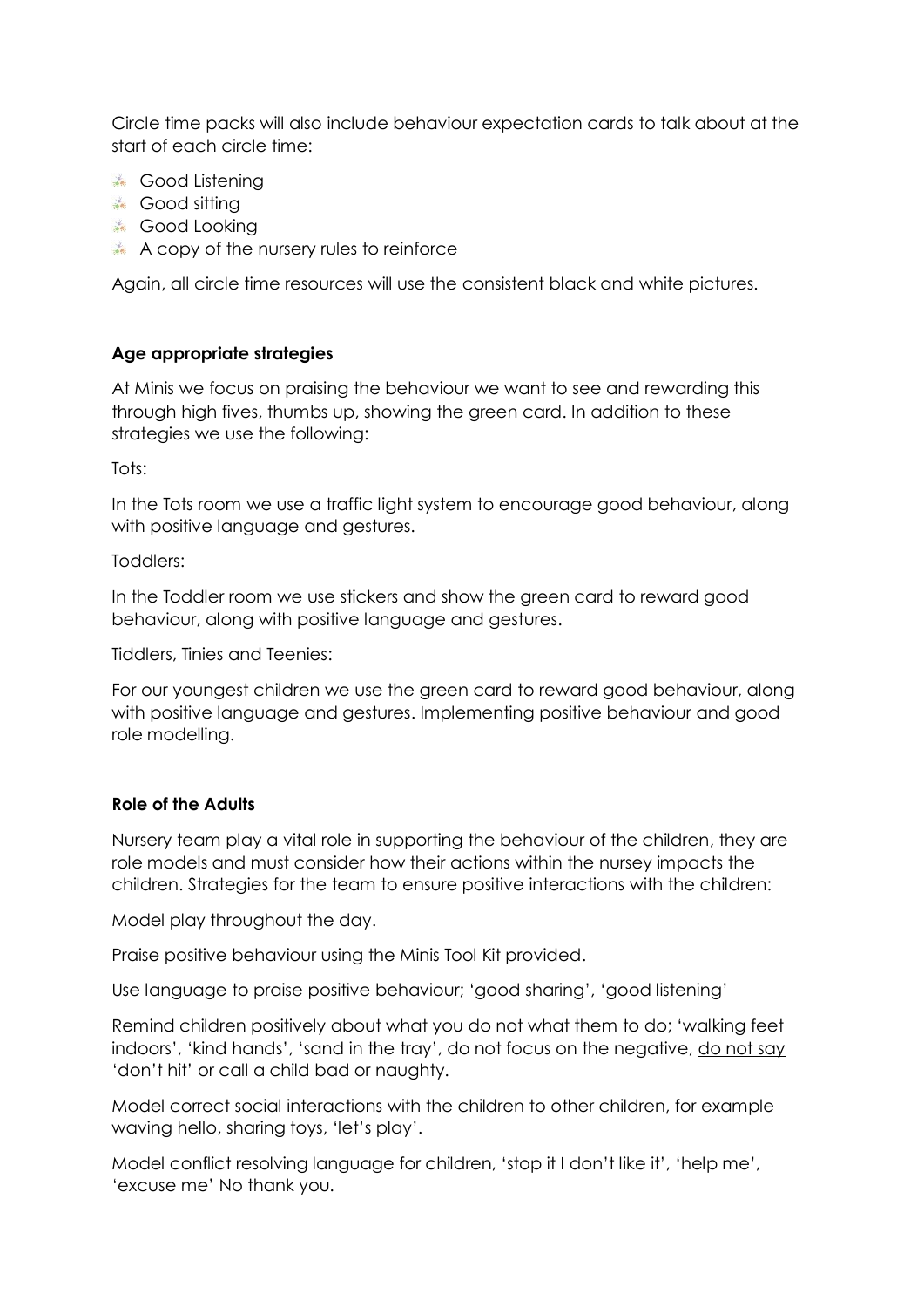Circle time packs will also include behaviour expectation cards to talk about at the start of each circle time:

- Good Listening
- Good sitting
- Good Looking
- A copy of the nursery rules to reinforce

Again, all circle time resources will use the consistent black and white pictures.

**Age appropriate strategies**

At Minis we focus on praising the behaviour we want to see and rewarding this through high fives, thumbs up, showing the green card. In addition to these strategies we use the following:

Tots:

In the Tots room we use a traffic light system to encourage good behaviour, along with positive language and gestures.

Toddlers:

In the Toddler room we use stickers and show the green card to reward good behaviour, along with positive language and gestures.

Tiddlers, Tinies and Teenies:

For our youngest children we use the green card to reward good behaviour, along with positive language and gestures. Implementing positive behaviour and good role modelling.

**Role of the Adults**

Nursery team play a vital role in supporting the behaviour of the children, they are role models and must consider how their actions within the nursey impacts the children. Strategies for the team to ensure positive interactions with the children:

Model play throughout the day.

Praise positive behaviour using the Minis Tool Kit provided.

Use language to praise positive behaviour; 'good sharing', 'good listening'

Remind children positively about what you do not what them to do; 'walking feet indoors', 'kind hands', 'sand in the tray', do not focus on the negative, <u>do not say</u> 'don't hit' or call a child bad or naughty.

Model correct social interactions with the children to other children, for example waving hello, sharing toys, 'let's play'.

Model conflict resolving language for children, 'stop it I don't like it', 'help me', 'excuse me' No thank you.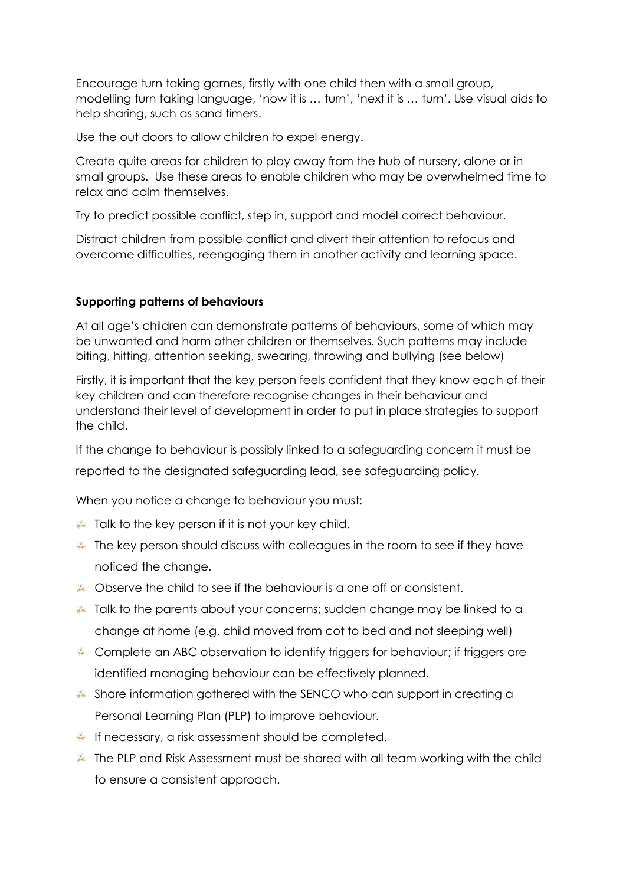Encourage turn taking games, firstly with one child then with a small group, modelling turn taking language, 'now it is … turn', 'next it is … turn'. Use visual aids to help sharing, such as sand timers.

Use the out doors to allow children to expel energy.

Create quite areas for children to play away from the hub of nursery, alone or in small groups. Use these areas to enable children who may be overwhelmed time to relax and calm themselves.

Try to predict possible conflict, step in, support and model correct behaviour.

Distract children from possible conflict and divert their attention to refocus and overcome difficulties, reengaging them in another activity and learning space.

**Supporting patterns of behaviours**

At all age's children can demonstrate patterns of behaviours, some of which may be unwanted and harm other children or themselves. Such patterns may include biting, hitting, attention seeking, swearing, throwing and bullying (see below)

Firstly, it is important that the key person feels confident that they know each of their key children and can therefore recognise changes in their behaviour and understand their level of development in order to put in place strategies to support the child.

<u>If the change to behaviour is possibly linked to a safeguarding concern it must be reported to the designated safeguarding lead, see safeguarding policy.</u>

When you notice a change to behaviour you must:

- Talk to the key person if it is not your key child.
- The key person should discuss with colleagues in the room to see if they have noticed the change.
- Observe the child to see if the behaviour is a one off or consistent.
- Talk to the parents about your concerns; sudden change may be linked to a change at home (e.g. child moved from cot to bed and not sleeping well)
- Complete an ABC observation to identify triggers for behaviour; if triggers are identified managing behaviour can be effectively planned.
- Share information gathered with the SENCO who can support in creating a Personal Learning Plan (PLP) to improve behaviour.
- If necessary, a risk assessment should be completed.
- The PLP and Risk Assessment must be shared with all team working with the child to ensure a consistent approach.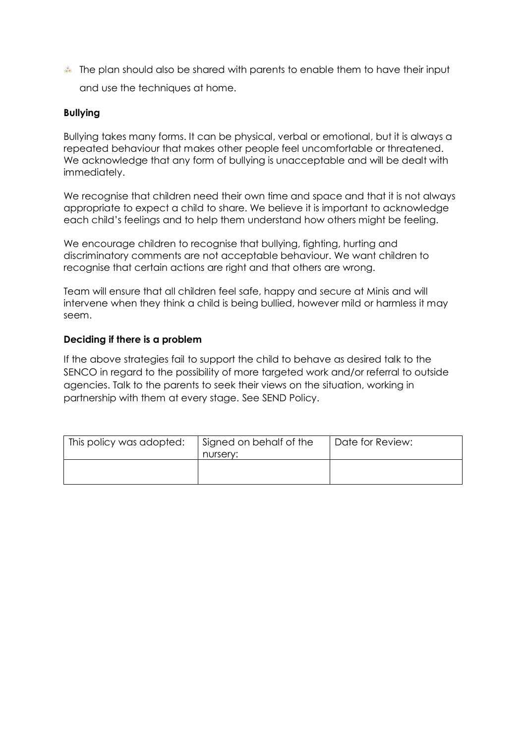- The plan should also be shared with parents to enable them to have their input and use the techniques at home.

**Bullying**

Bullying takes many forms. It can be physical, verbal or emotional, but it is always a repeated behaviour that makes other people feel uncomfortable or threatened. We acknowledge that any form of bullying is unacceptable and will be dealt with immediately.

We recognise that children need their own time and space and that it is not always appropriate to expect a child to share. We believe it is important to acknowledge each child's feelings and to help them understand how others might be feeling.

We encourage children to recognise that bullying, fighting, hurting and discriminatory comments are not acceptable behaviour. We want children to recognise that certain actions are right and that others are wrong.

Team will ensure that all children feel safe, happy and secure at Minis and will intervene when they think a child is being bullied, however mild or harmless it may seem.

**Deciding if there is a problem**

If the above strategies fail to support the child to behave as desired talk to the SENCO in regard to the possibility of more targeted work and/or referral to outside agencies. Talk to the parents to seek their views on the situation, working in partnership with them at every stage. See SEND Policy.

| This policy was adopted: | Signed on behalf of the nursery: | Date for Review: |
|---|---|---|
| | | |